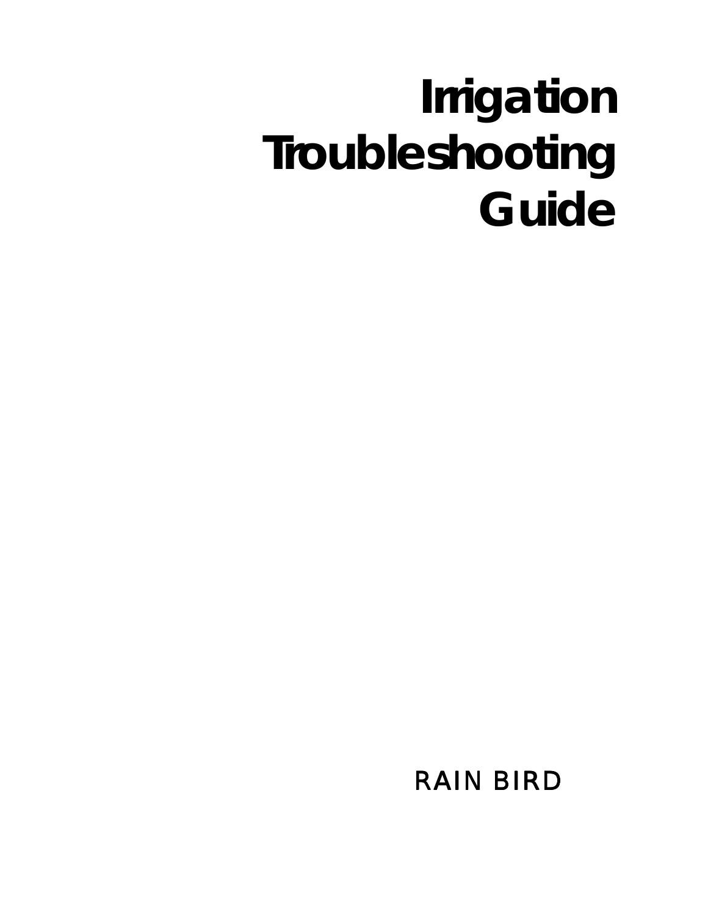# Irrigation Troubleshooting Guide

RAIN BIRD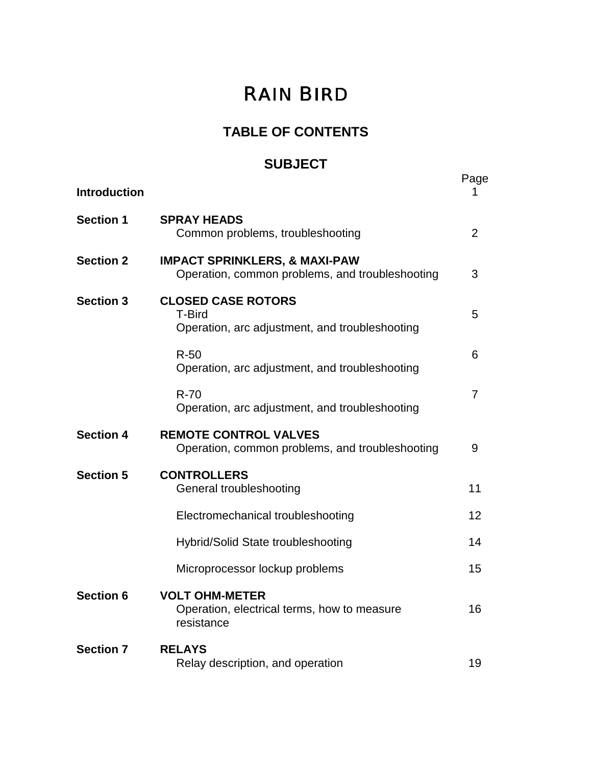# Rain Bird

## TABLE OF CONTENTS

### SUBJECT

| | | Page |
|---|---|---|
| **Introduction** | | 1 |
| **Section 1** | **SPRAY HEADS**<br>Common problems, troubleshooting | 2 |
| **Section 2** | **IMPACT SPRINKLERS, & MAXI-PAW**<br>Operation, common problems, and troubleshooting | 3 |
| **Section 3** | **CLOSED CASE ROTORS**<br>T-Bird<br>Operation, arc adjustment, and troubleshooting | 5 |
| | R-50<br>Operation, arc adjustment, and troubleshooting | 6 |
| | R-70<br>Operation, arc adjustment, and troubleshooting | 7 |
| **Section 4** | **REMOTE CONTROL VALVES**<br>Operation, common problems, and troubleshooting | 9 |
| **Section 5** | **CONTROLLERS**<br>General troubleshooting | 11 |
| | Electromechanical troubleshooting | 12 |
| | Hybrid/Solid State troubleshooting | 14 |
| | Microprocessor lockup problems | 15 |
| **Section 6** | **VOLT OHM-METER**<br>Operation, electrical terms, how to measure resistance | 16 |
| **Section 7** | **RELAYS**<br>Relay description, and operation | 19 |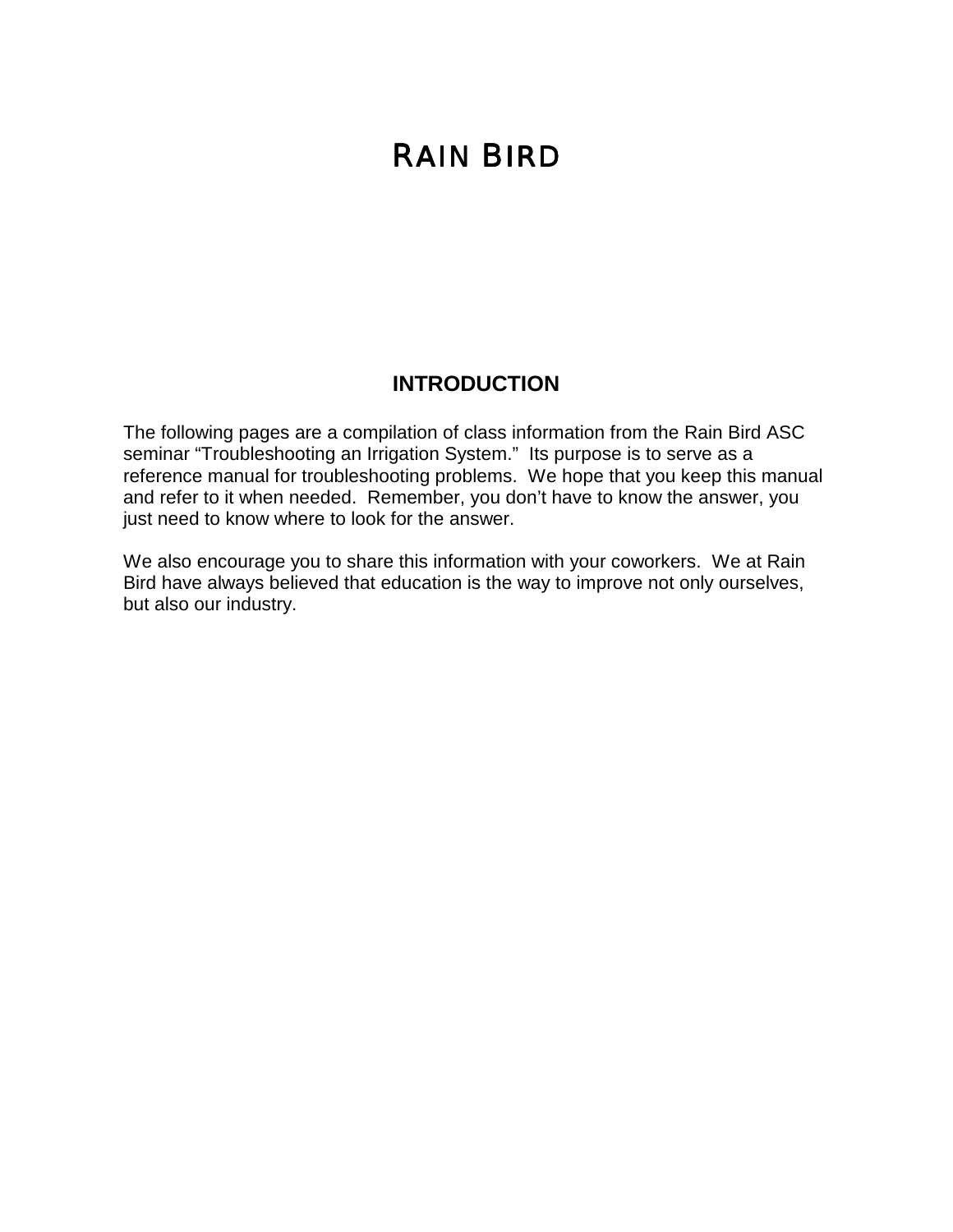# RAIN BIRD

## INTRODUCTION

The following pages are a compilation of class information from the Rain Bird ASC seminar “Troubleshooting an Irrigation System.” Its purpose is to serve as a reference manual for troubleshooting problems. We hope that you keep this manual and refer to it when needed. Remember, you don’t have to know the answer, you just need to know where to look for the answer.

We also encourage you to share this information with your coworkers. We at Rain Bird have always believed that education is the way to improve not only ourselves, but also our industry.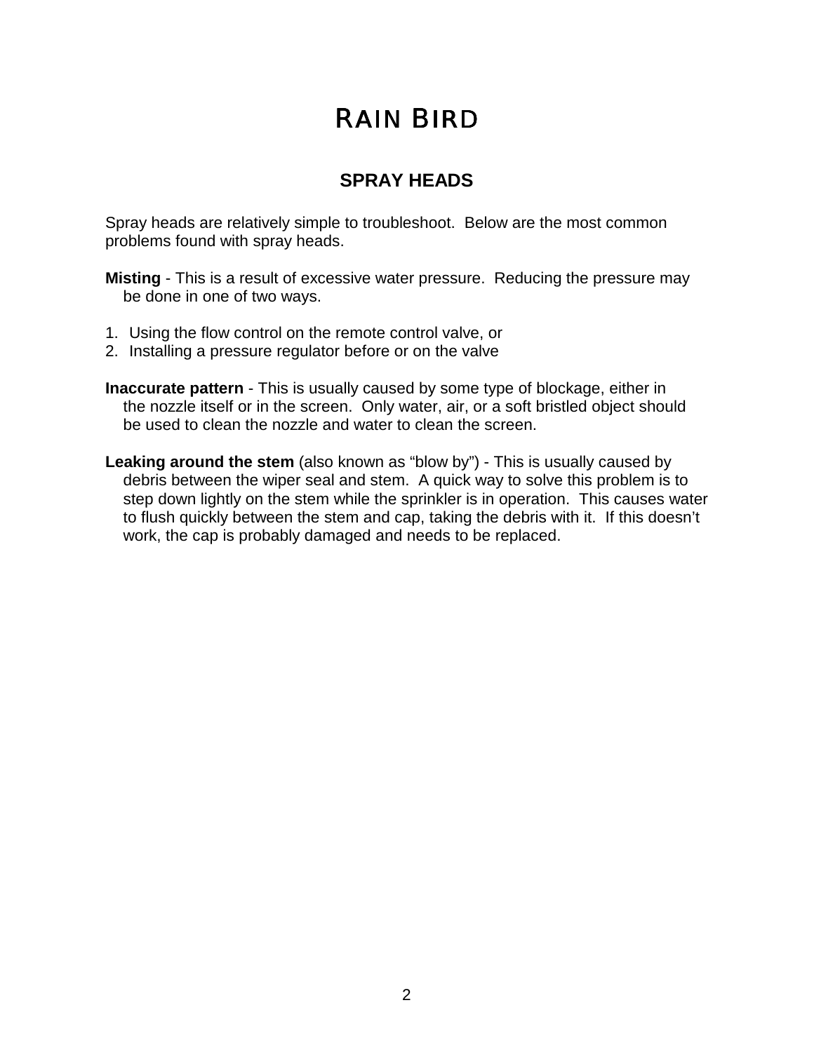# RAIN BIRD

## SPRAY HEADS

Spray heads are relatively simple to troubleshoot. Below are the most common problems found with spray heads.

**Misting** - This is a result of excessive water pressure. Reducing the pressure may be done in one of two ways.

1. Using the flow control on the remote control valve, or
2. Installing a pressure regulator before or on the valve

**Inaccurate pattern** - This is usually caused by some type of blockage, either in the nozzle itself or in the screen. Only water, air, or a soft bristled object should be used to clean the nozzle and water to clean the screen.

**Leaking around the stem** (also known as "blow by") - This is usually caused by debris between the wiper seal and stem. A quick way to solve this problem is to step down lightly on the stem while the sprinkler is in operation. This causes water to flush quickly between the stem and cap, taking the debris with it. If this doesn't work, the cap is probably damaged and needs to be replaced.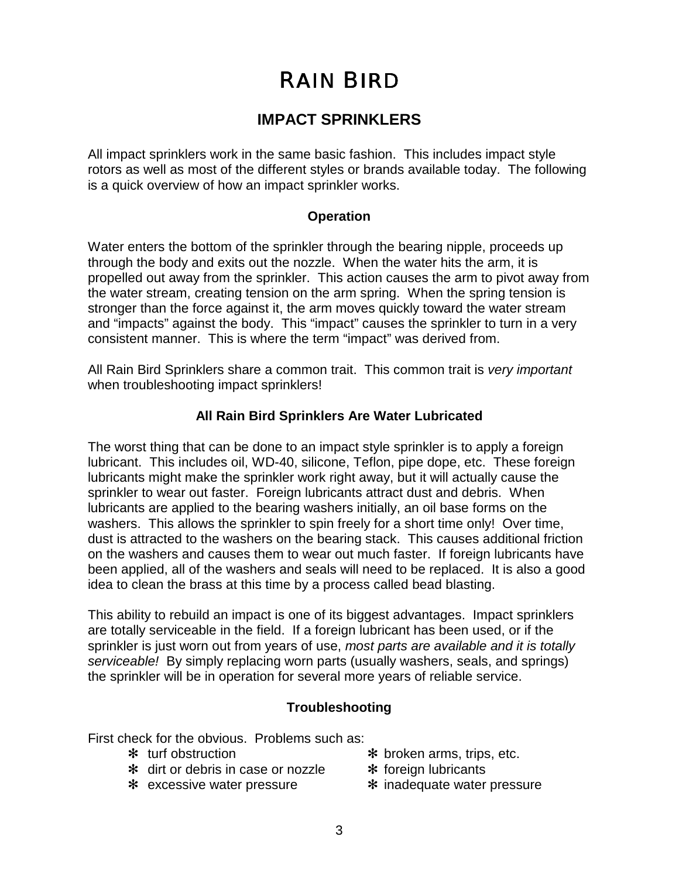# RAIN BIRD

## IMPACT SPRINKLERS

All impact sprinklers work in the same basic fashion. This includes impact style rotors as well as most of the different styles or brands available today. The following is a quick overview of how an impact sprinkler works.

### Operation

Water enters the bottom of the sprinkler through the bearing nipple, proceeds up through the body and exits out the nozzle. When the water hits the arm, it is propelled out away from the sprinkler. This action causes the arm to pivot away from the water stream, creating tension on the arm spring. When the spring tension is stronger than the force against it, the arm moves quickly toward the water stream and "impacts" against the body. This "impact" causes the sprinkler to turn in a very consistent manner. This is where the term "impact" was derived from.

All Rain Bird Sprinklers share a common trait. This common trait is *very important* when troubleshooting impact sprinklers!

### All Rain Bird Sprinklers Are Water Lubricated

The worst thing that can be done to an impact style sprinkler is to apply a foreign lubricant. This includes oil, WD-40, silicone, Teflon, pipe dope, etc. These foreign lubricants might make the sprinkler work right away, but it will actually cause the sprinkler to wear out faster. Foreign lubricants attract dust and debris. When lubricants are applied to the bearing washers initially, an oil base forms on the washers. This allows the sprinkler to spin freely for a short time only! Over time, dust is attracted to the washers on the bearing stack. This causes additional friction on the washers and causes them to wear out much faster. If foreign lubricants have been applied, all of the washers and seals will need to be replaced. It is also a good idea to clean the brass at this time by a process called bead blasting.

This ability to rebuild an impact is one of its biggest advantages. Impact sprinklers are totally serviceable in the field. If a foreign lubricant has been used, or if the sprinkler is just worn out from years of use, *most parts are available and it is totally serviceable!* By simply replacing worn parts (usually washers, seals, and springs) the sprinkler will be in operation for several more years of reliable service.

### Troubleshooting

First check for the obvious. Problems such as:

- turf obstruction
- dirt or debris in case or nozzle
- excessive water pressure
- broken arms, trips, etc.
- foreign lubricants
- inadequate water pressure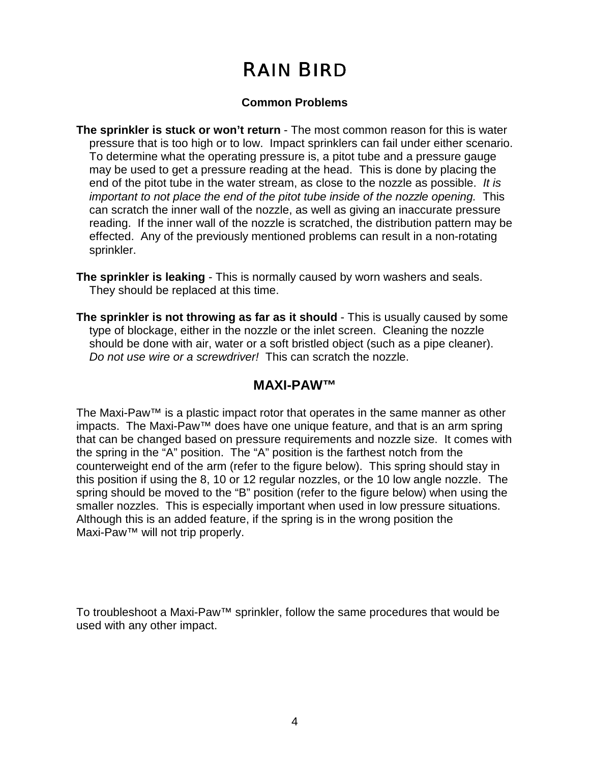# Rain Bird

### Common Problems

**The sprinkler is stuck or won't return** - The most common reason for this is water pressure that is too high or to low. Impact sprinklers can fail under either scenario. To determine what the operating pressure is, a pitot tube and a pressure gauge may be used to get a pressure reading at the head. This is done by placing the end of the pitot tube in the water stream, as close to the nozzle as possible. *It is important to not place the end of the pitot tube inside of the nozzle opening.* This can scratch the inner wall of the nozzle, as well as giving an inaccurate pressure reading. If the inner wall of the nozzle is scratched, the distribution pattern may be effected. Any of the previously mentioned problems can result in a non-rotating sprinkler.

**The sprinkler is leaking** - This is normally caused by worn washers and seals. They should be replaced at this time.

**The sprinkler is not throwing as far as it should** - This is usually caused by some type of blockage, either in the nozzle or the inlet screen. Cleaning the nozzle should be done with air, water or a soft bristled object (such as a pipe cleaner). *Do not use wire or a screwdriver!* This can scratch the nozzle.

## MAXI-PAW™

The Maxi-Paw™ is a plastic impact rotor that operates in the same manner as other impacts. The Maxi-Paw™ does have one unique feature, and that is an arm spring that can be changed based on pressure requirements and nozzle size. It comes with the spring in the "A" position. The "A" position is the farthest notch from the counterweight end of the arm (refer to the figure below). This spring should stay in this position if using the 8, 10 or 12 regular nozzles, or the 10 low angle nozzle. The spring should be moved to the "B" position (refer to the figure below) when using the smaller nozzles. This is especially important when used in low pressure situations. Although this is an added feature, if the spring is in the wrong position the Maxi-Paw™ will not trip properly.

To troubleshoot a Maxi-Paw™ sprinkler, follow the same procedures that would be used with any other impact.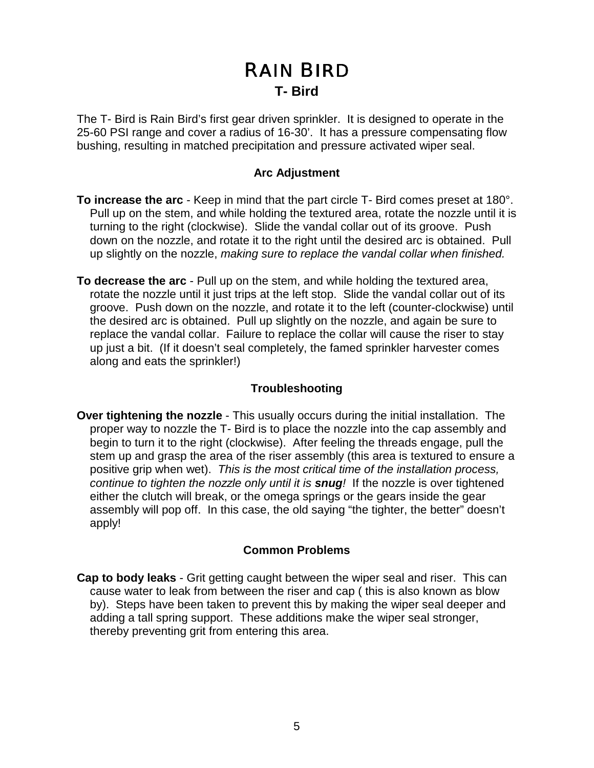# RAIN BIRD

## T- Bird

The T- Bird is Rain Bird's first gear driven sprinkler. It is designed to operate in the 25-60 PSI range and cover a radius of 16-30'. It has a pressure compensating flow bushing, resulting in matched precipitation and pressure activated wiper seal.

### Arc Adjustment

**To increase the arc** - Keep in mind that the part circle T- Bird comes preset at 180°. Pull up on the stem, and while holding the textured area, rotate the nozzle until it is turning to the right (clockwise). Slide the vandal collar out of its groove. Push down on the nozzle, and rotate it to the right until the desired arc is obtained. Pull up slightly on the nozzle, *making sure to replace the vandal collar when finished.*

**To decrease the arc** - Pull up on the stem, and while holding the textured area, rotate the nozzle until it just trips at the left stop. Slide the vandal collar out of its groove. Push down on the nozzle, and rotate it to the left (counter-clockwise) until the desired arc is obtained. Pull up slightly on the nozzle, and again be sure to replace the vandal collar. Failure to replace the collar will cause the riser to stay up just a bit. (If it doesn't seal completely, the famed sprinkler harvester comes along and eats the sprinkler!)

### Troubleshooting

**Over tightening the nozzle** - This usually occurs during the initial installation. The proper way to nozzle the T- Bird is to place the nozzle into the cap assembly and begin to turn it to the right (clockwise). After feeling the threads engage, pull the stem up and grasp the area of the riser assembly (this area is textured to ensure a positive grip when wet). *This is the most critical time of the installation process, continue to tighten the nozzle only until it is **snug**!* If the nozzle is over tightened either the clutch will break, or the omega springs or the gears inside the gear assembly will pop off. In this case, the old saying "the tighter, the better" doesn't apply!

### Common Problems

**Cap to body leaks** - Grit getting caught between the wiper seal and riser. This can cause water to leak from between the riser and cap ( this is also known as blow by). Steps have been taken to prevent this by making the wiper seal deeper and adding a tall spring support. These additions make the wiper seal stronger, thereby preventing grit from entering this area.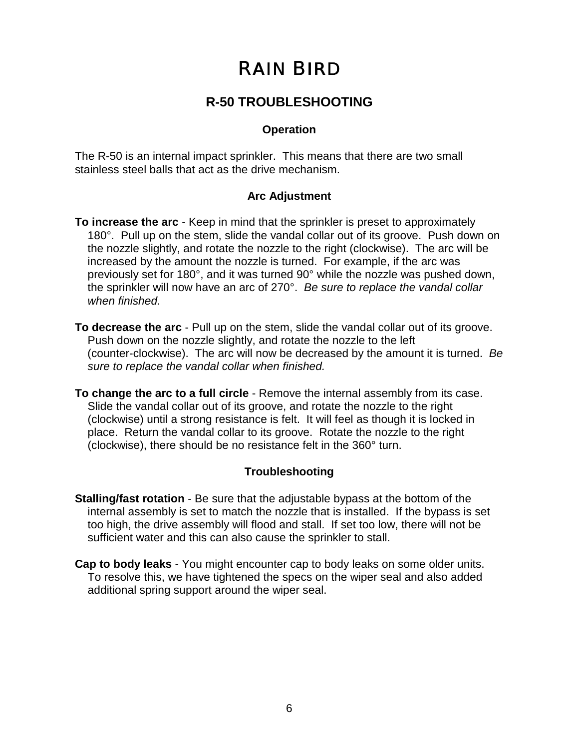# RAIN BIRD

## R-50 TROUBLESHOOTING

### Operation

The R-50 is an internal impact sprinkler. This means that there are two small stainless steel balls that act as the drive mechanism.

### Arc Adjustment

**To increase the arc** - Keep in mind that the sprinkler is preset to approximately 180°. Pull up on the stem, slide the vandal collar out of its groove. Push down on the nozzle slightly, and rotate the nozzle to the right (clockwise). The arc will be increased by the amount the nozzle is turned. For example, if the arc was previously set for 180°, and it was turned 90° while the nozzle was pushed down, the sprinkler will now have an arc of 270°. *Be sure to replace the vandal collar when finished.*

**To decrease the arc** - Pull up on the stem, slide the vandal collar out of its groove. Push down on the nozzle slightly, and rotate the nozzle to the left (counter-clockwise). The arc will now be decreased by the amount it is turned. *Be sure to replace the vandal collar when finished.*

**To change the arc to a full circle** - Remove the internal assembly from its case. Slide the vandal collar out of its groove, and rotate the nozzle to the right (clockwise) until a strong resistance is felt. It will feel as though it is locked in place. Return the vandal collar to its groove. Rotate the nozzle to the right (clockwise), there should be no resistance felt in the 360° turn.

### Troubleshooting

**Stalling/fast rotation** - Be sure that the adjustable bypass at the bottom of the internal assembly is set to match the nozzle that is installed. If the bypass is set too high, the drive assembly will flood and stall. If set too low, there will not be sufficient water and this can also cause the sprinkler to stall.

**Cap to body leaks** - You might encounter cap to body leaks on some older units. To resolve this, we have tightened the specs on the wiper seal and also added additional spring support around the wiper seal.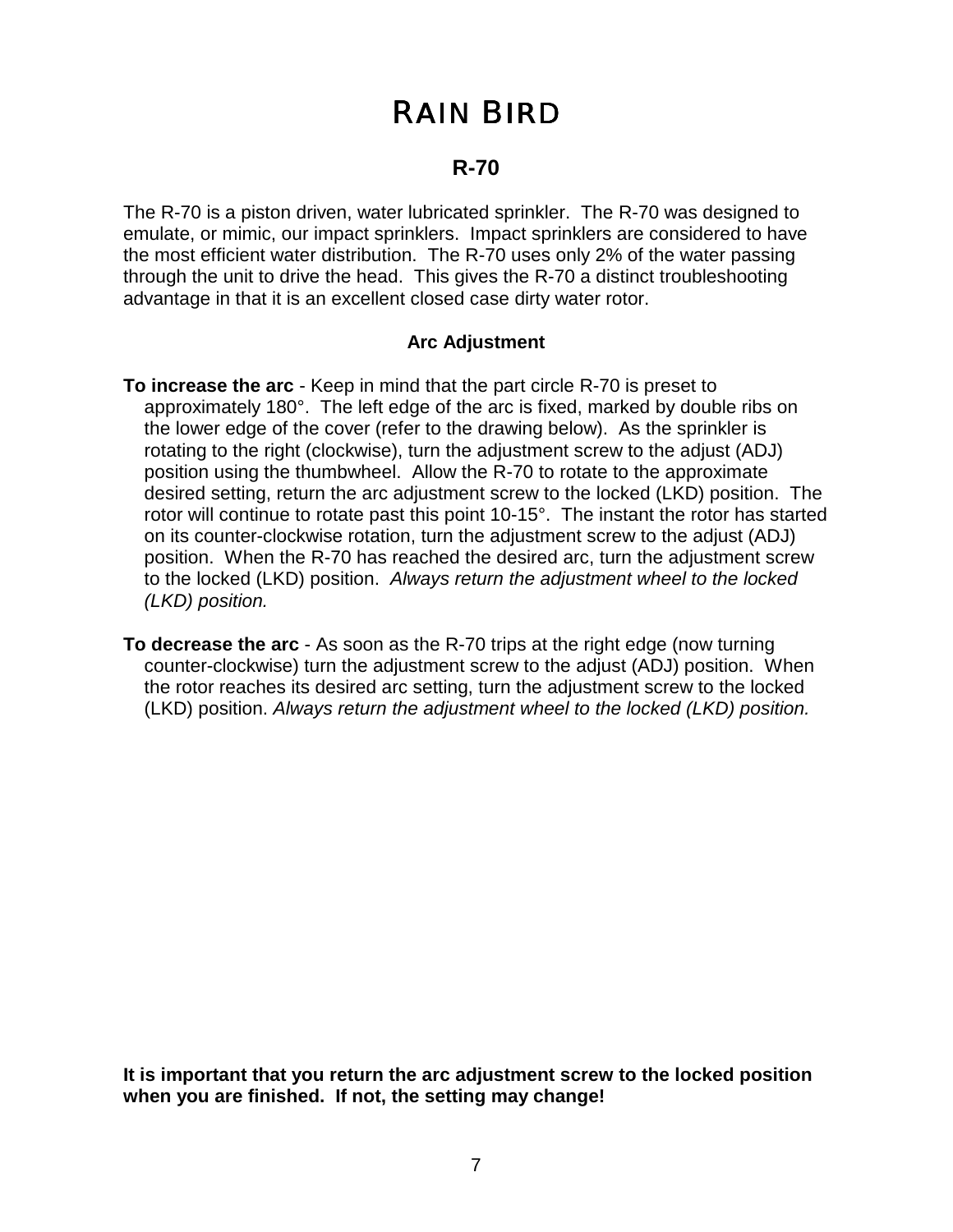# RAIN BIRD

## R-70

The R-70 is a piston driven, water lubricated sprinkler. The R-70 was designed to emulate, or mimic, our impact sprinklers. Impact sprinklers are considered to have the most efficient water distribution. The R-70 uses only 2% of the water passing through the unit to drive the head. This gives the R-70 a distinct troubleshooting advantage in that it is an excellent closed case dirty water rotor.

### Arc Adjustment

**To increase the arc** - Keep in mind that the part circle R-70 is preset to approximately 180°. The left edge of the arc is fixed, marked by double ribs on the lower edge of the cover (refer to the drawing below). As the sprinkler is rotating to the right (clockwise), turn the adjustment screw to the adjust (ADJ) position using the thumbwheel. Allow the R-70 to rotate to the approximate desired setting, return the arc adjustment screw to the locked (LKD) position. The rotor will continue to rotate past this point 10-15°. The instant the rotor has started on its counter-clockwise rotation, turn the adjustment screw to the adjust (ADJ) position. When the R-70 has reached the desired arc, turn the adjustment screw to the locked (LKD) position. *Always return the adjustment wheel to the locked (LKD) position.*

**To decrease the arc** - As soon as the R-70 trips at the right edge (now turning counter-clockwise) turn the adjustment screw to the adjust (ADJ) position. When the rotor reaches its desired arc setting, turn the adjustment screw to the locked (LKD) position. *Always return the adjustment wheel to the locked (LKD) position.*

**It is important that you return the arc adjustment screw to the locked position when you are finished. If not, the setting may change!**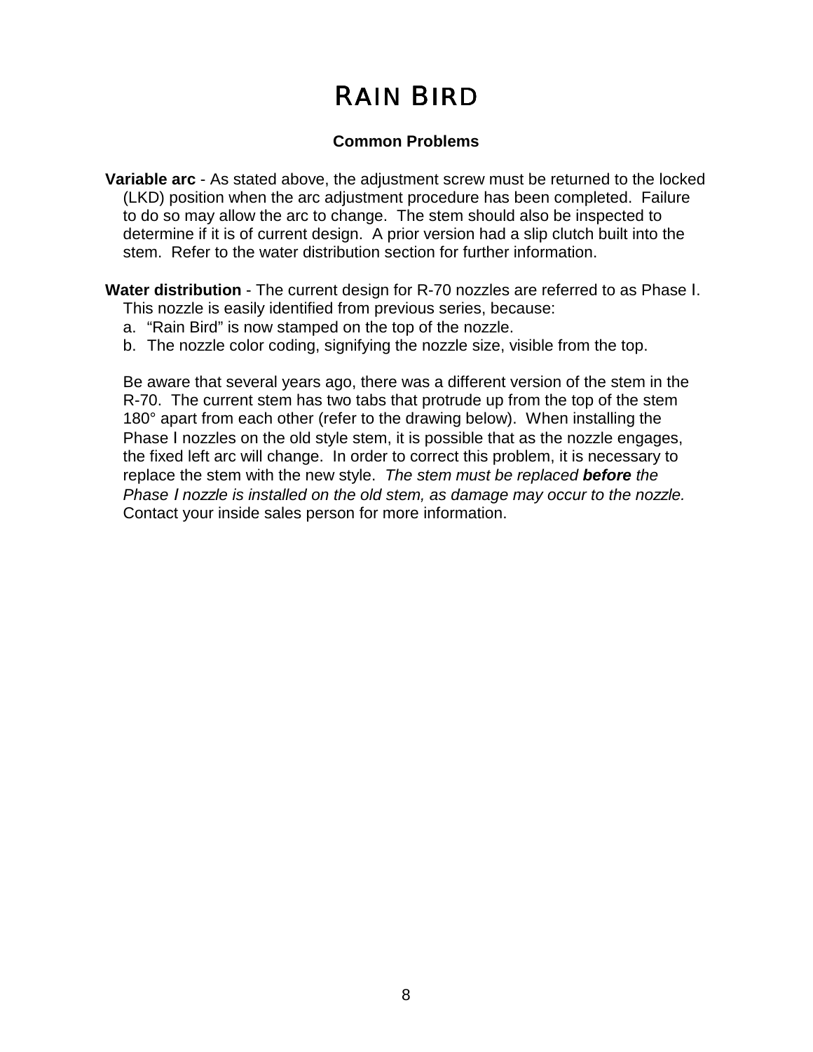# RAIN BIRD

### Common Problems

**Variable arc** - As stated above, the adjustment screw must be returned to the locked (LKD) position when the arc adjustment procedure has been completed. Failure to do so may allow the arc to change. The stem should also be inspected to determine if it is of current design. A prior version had a slip clutch built into the stem. Refer to the water distribution section for further information.

**Water distribution** - The current design for R-70 nozzles are referred to as Phase I. This nozzle is easily identified from previous series, because:

a. "Rain Bird" is now stamped on the top of the nozzle.
b. The nozzle color coding, signifying the nozzle size, visible from the top.

Be aware that several years ago, there was a different version of the stem in the R-70. The current stem has two tabs that protrude up from the top of the stem 180° apart from each other (refer to the drawing below). When installing the Phase I nozzles on the old style stem, it is possible that as the nozzle engages, the fixed left arc will change. In order to correct this problem, it is necessary to replace the stem with the new style. *The stem must be replaced **before** the Phase I nozzle is installed on the old stem, as damage may occur to the nozzle.* Contact your inside sales person for more information.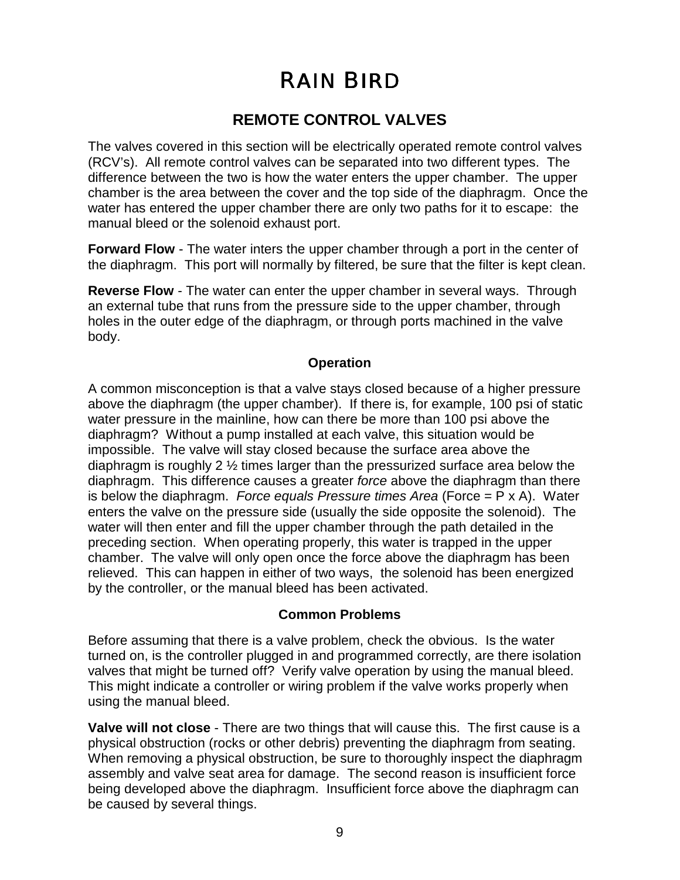# RAIN BIRD

## REMOTE CONTROL VALVES

The valves covered in this section will be electrically operated remote control valves (RCV's). All remote control valves can be separated into two different types. The difference between the two is how the water enters the upper chamber. The upper chamber is the area between the cover and the top side of the diaphragm. Once the water has entered the upper chamber there are only two paths for it to escape: the manual bleed or the solenoid exhaust port.

**Forward Flow** - The water inters the upper chamber through a port in the center of the diaphragm. This port will normally by filtered, be sure that the filter is kept clean.

**Reverse Flow** - The water can enter the upper chamber in several ways. Through an external tube that runs from the pressure side to the upper chamber, through holes in the outer edge of the diaphragm, or through ports machined in the valve body.

### Operation

A common misconception is that a valve stays closed because of a higher pressure above the diaphragm (the upper chamber). If there is, for example, 100 psi of static water pressure in the mainline, how can there be more than 100 psi above the diaphragm? Without a pump installed at each valve, this situation would be impossible. The valve will stay closed because the surface area above the diaphragm is roughly 2 ½ times larger than the pressurized surface area below the diaphragm. This difference causes a greater *force* above the diaphragm than there is below the diaphragm. *Force equals Pressure times Area* (Force = P x A). Water enters the valve on the pressure side (usually the side opposite the solenoid). The water will then enter and fill the upper chamber through the path detailed in the preceding section. When operating properly, this water is trapped in the upper chamber. The valve will only open once the force above the diaphragm has been relieved. This can happen in either of two ways, the solenoid has been energized by the controller, or the manual bleed has been activated.

### Common Problems

Before assuming that there is a valve problem, check the obvious. Is the water turned on, is the controller plugged in and programmed correctly, are there isolation valves that might be turned off? Verify valve operation by using the manual bleed. This might indicate a controller or wiring problem if the valve works properly when using the manual bleed.

**Valve will not close** - There are two things that will cause this. The first cause is a physical obstruction (rocks or other debris) preventing the diaphragm from seating. When removing a physical obstruction, be sure to thoroughly inspect the diaphragm assembly and valve seat area for damage. The second reason is insufficient force being developed above the diaphragm. Insufficient force above the diaphragm can be caused by several things.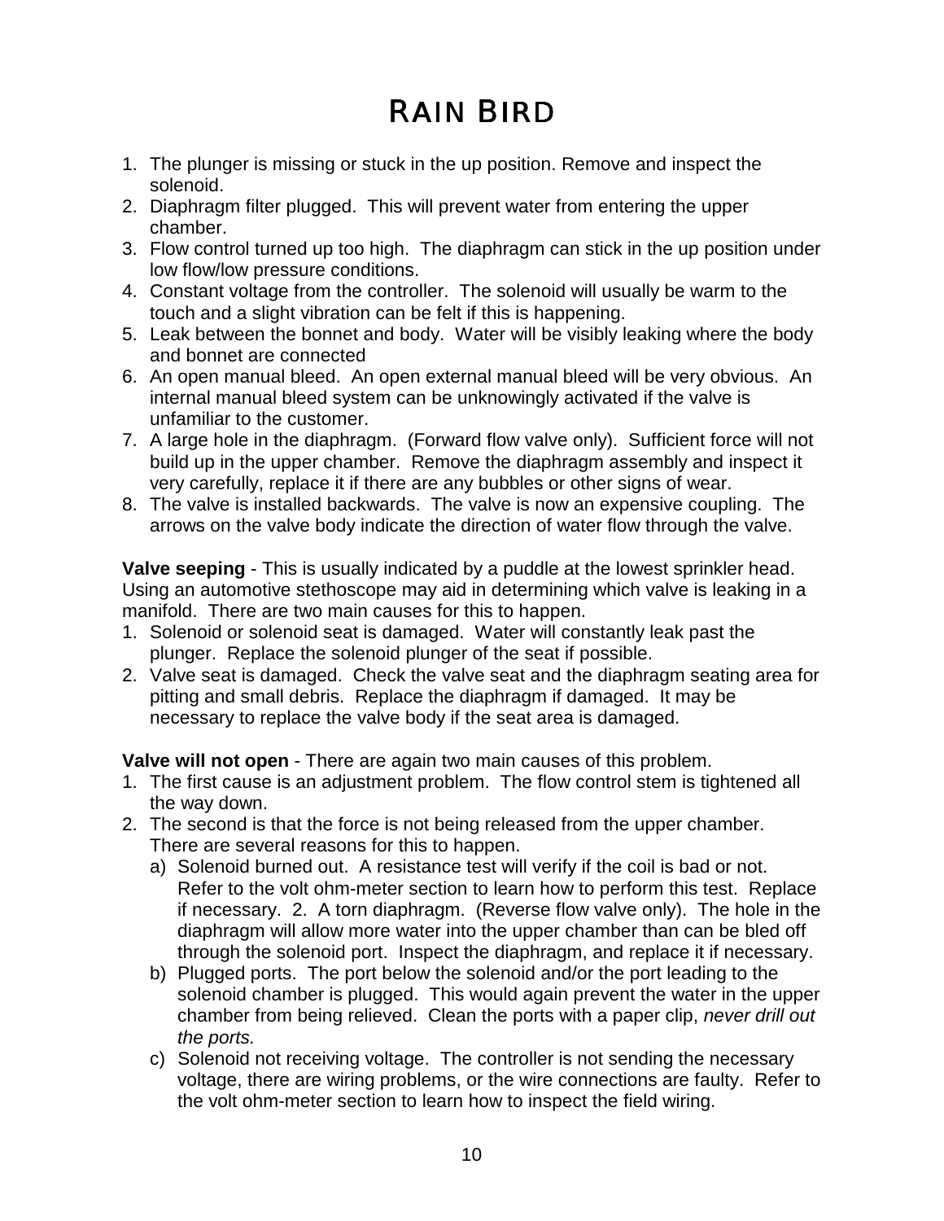# Rain Bird

1. The plunger is missing or stuck in the up position. Remove and inspect the solenoid.
2. Diaphragm filter plugged. This will prevent water from entering the upper chamber.
3. Flow control turned up too high. The diaphragm can stick in the up position under low flow/low pressure conditions.
4. Constant voltage from the controller. The solenoid will usually be warm to the touch and a slight vibration can be felt if this is happening.
5. Leak between the bonnet and body. Water will be visibly leaking where the body and bonnet are connected
6. An open manual bleed. An open external manual bleed will be very obvious. An internal manual bleed system can be unknowingly activated if the valve is unfamiliar to the customer.
7. A large hole in the diaphragm. (Forward flow valve only). Sufficient force will not build up in the upper chamber. Remove the diaphragm assembly and inspect it very carefully, replace it if there are any bubbles or other signs of wear.
8. The valve is installed backwards. The valve is now an expensive coupling. The arrows on the valve body indicate the direction of water flow through the valve.

**Valve seeping** - This is usually indicated by a puddle at the lowest sprinkler head. Using an automotive stethoscope may aid in determining which valve is leaking in a manifold. There are two main causes for this to happen.

1. Solenoid or solenoid seat is damaged. Water will constantly leak past the plunger. Replace the solenoid plunger of the seat if possible.
2. Valve seat is damaged. Check the valve seat and the diaphragm seating area for pitting and small debris. Replace the diaphragm if damaged. It may be necessary to replace the valve body if the seat area is damaged.

**Valve will not open** - There are again two main causes of this problem.

1. The first cause is an adjustment problem. The flow control stem is tightened all the way down.
2. The second is that the force is not being released from the upper chamber. There are several reasons for this to happen.
   a) Solenoid burned out. A resistance test will verify if the coil is bad or not. Refer to the volt ohm-meter section to learn how to perform this test. Replace if necessary. 2. A torn diaphragm. (Reverse flow valve only). The hole in the diaphragm will allow more water into the upper chamber than can be bled off through the solenoid port. Inspect the diaphragm, and replace it if necessary.
   b) Plugged ports. The port below the solenoid and/or the port leading to the solenoid chamber is plugged. This would again prevent the water in the upper chamber from being relieved. Clean the ports with a paper clip, *never drill out the ports.*
   c) Solenoid not receiving voltage. The controller is not sending the necessary voltage, there are wiring problems, or the wire connections are faulty. Refer to the volt ohm-meter section to learn how to inspect the field wiring.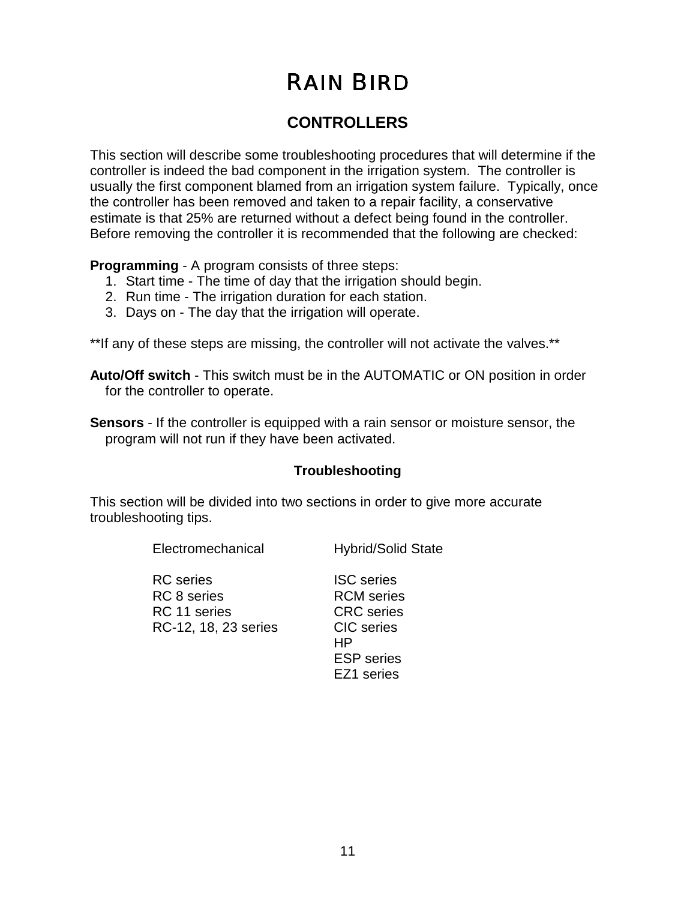# RAIN BIRD

## CONTROLLERS

This section will describe some troubleshooting procedures that will determine if the controller is indeed the bad component in the irrigation system. The controller is usually the first component blamed from an irrigation system failure. Typically, once the controller has been removed and taken to a repair facility, a conservative estimate is that 25% are returned without a defect being found in the controller. Before removing the controller it is recommended that the following are checked:

**Programming** - A program consists of three steps:

1. Start time - The time of day that the irrigation should begin.
2. Run time - The irrigation duration for each station.
3. Days on - The day that the irrigation will operate.

**If any of these steps are missing, the controller will not activate the valves.**

**Auto/Off switch** - This switch must be in the AUTOMATIC or ON position in order for the controller to operate.

**Sensors** - If the controller is equipped with a rain sensor or moisture sensor, the program will not run if they have been activated.

### Troubleshooting

This section will be divided into two sections in order to give more accurate troubleshooting tips.

| Electromechanical | Hybrid/Solid State |
|---|---|
| RC series | ISC series |
| RC 8 series | RCM series |
| RC 11 series | CRC series |
| RC-12, 18, 23 series | CIC series |
| | HP |
| | ESP series |
| | EZ1 series |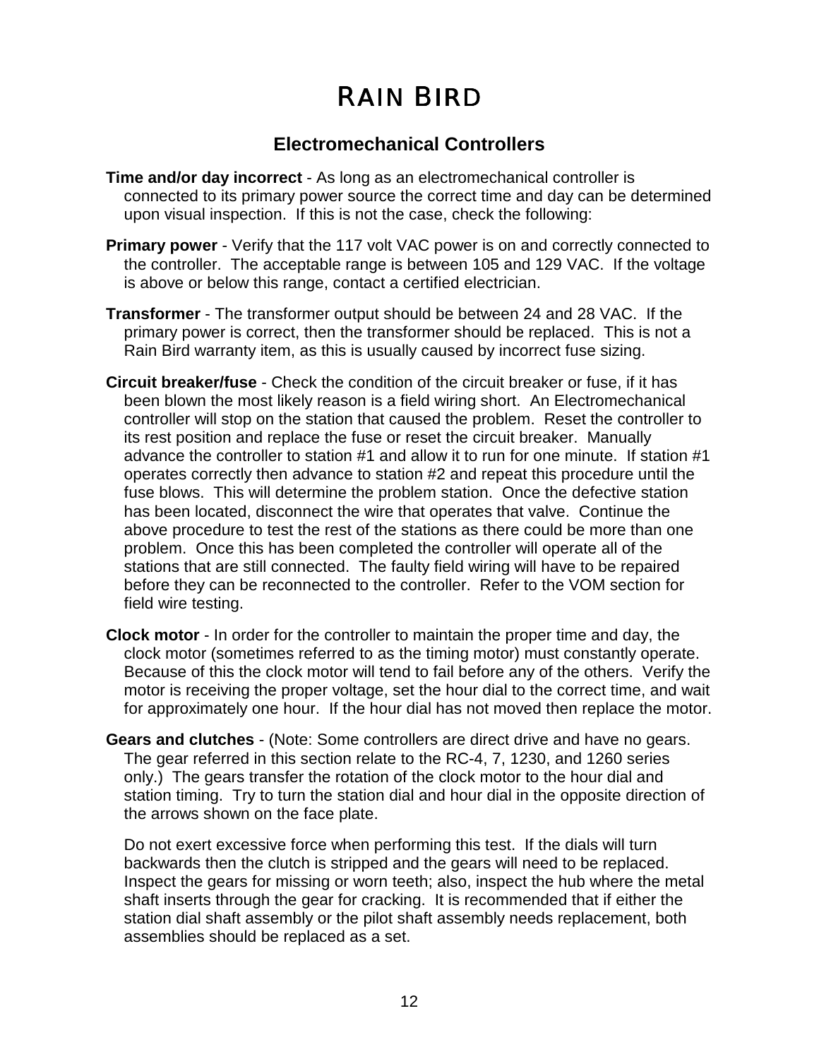# RAIN BIRD

## Electromechanical Controllers

**Time and/or day incorrect** - As long as an electromechanical controller is connected to its primary power source the correct time and day can be determined upon visual inspection. If this is not the case, check the following:

**Primary power** - Verify that the 117 volt VAC power is on and correctly connected to the controller. The acceptable range is between 105 and 129 VAC. If the voltage is above or below this range, contact a certified electrician.

**Transformer** - The transformer output should be between 24 and 28 VAC. If the primary power is correct, then the transformer should be replaced. This is not a Rain Bird warranty item, as this is usually caused by incorrect fuse sizing.

**Circuit breaker/fuse** - Check the condition of the circuit breaker or fuse, if it has been blown the most likely reason is a field wiring short. An Electromechanical controller will stop on the station that caused the problem. Reset the controller to its rest position and replace the fuse or reset the circuit breaker. Manually advance the controller to station #1 and allow it to run for one minute. If station #1 operates correctly then advance to station #2 and repeat this procedure until the fuse blows. This will determine the problem station. Once the defective station has been located, disconnect the wire that operates that valve. Continue the above procedure to test the rest of the stations as there could be more than one problem. Once this has been completed the controller will operate all of the stations that are still connected. The faulty field wiring will have to be repaired before they can be reconnected to the controller. Refer to the VOM section for field wire testing.

**Clock motor** - In order for the controller to maintain the proper time and day, the clock motor (sometimes referred to as the timing motor) must constantly operate. Because of this the clock motor will tend to fail before any of the others. Verify the motor is receiving the proper voltage, set the hour dial to the correct time, and wait for approximately one hour. If the hour dial has not moved then replace the motor.

**Gears and clutches** - (Note: Some controllers are direct drive and have no gears. The gear referred in this section relate to the RC-4, 7, 1230, and 1260 series only.) The gears transfer the rotation of the clock motor to the hour dial and station timing. Try to turn the station dial and hour dial in the opposite direction of the arrows shown on the face plate.

Do not exert excessive force when performing this test. If the dials will turn backwards then the clutch is stripped and the gears will need to be replaced. Inspect the gears for missing or worn teeth; also, inspect the hub where the metal shaft inserts through the gear for cracking. It is recommended that if either the station dial shaft assembly or the pilot shaft assembly needs replacement, both assemblies should be replaced as a set.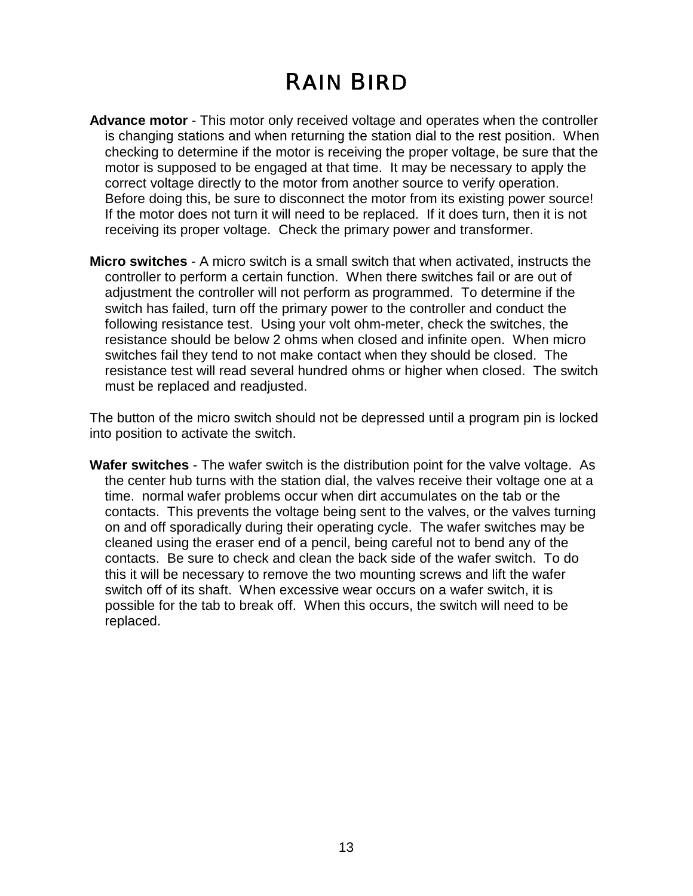# Rain Bird

**Advance motor** - This motor only received voltage and operates when the controller is changing stations and when returning the station dial to the rest position. When checking to determine if the motor is receiving the proper voltage, be sure that the motor is supposed to be engaged at that time. It may be necessary to apply the correct voltage directly to the motor from another source to verify operation. Before doing this, be sure to disconnect the motor from its existing power source! If the motor does not turn it will need to be replaced. If it does turn, then it is not receiving its proper voltage. Check the primary power and transformer.

**Micro switches** - A micro switch is a small switch that when activated, instructs the controller to perform a certain function. When there switches fail or are out of adjustment the controller will not perform as programmed. To determine if the switch has failed, turn off the primary power to the controller and conduct the following resistance test. Using your volt ohm-meter, check the switches, the resistance should be below 2 ohms when closed and infinite open. When micro switches fail they tend to not make contact when they should be closed. The resistance test will read several hundred ohms or higher when closed. The switch must be replaced and readjusted.

The button of the micro switch should not be depressed until a program pin is locked into position to activate the switch.

**Wafer switches** - The wafer switch is the distribution point for the valve voltage. As the center hub turns with the station dial, the valves receive their voltage one at a time. normal wafer problems occur when dirt accumulates on the tab or the contacts. This prevents the voltage being sent to the valves, or the valves turning on and off sporadically during their operating cycle. The wafer switches may be cleaned using the eraser end of a pencil, being careful not to bend any of the contacts. Be sure to check and clean the back side of the wafer switch. To do this it will be necessary to remove the two mounting screws and lift the wafer switch off of its shaft. When excessive wear occurs on a wafer switch, it is possible for the tab to break off. When this occurs, the switch will need to be replaced.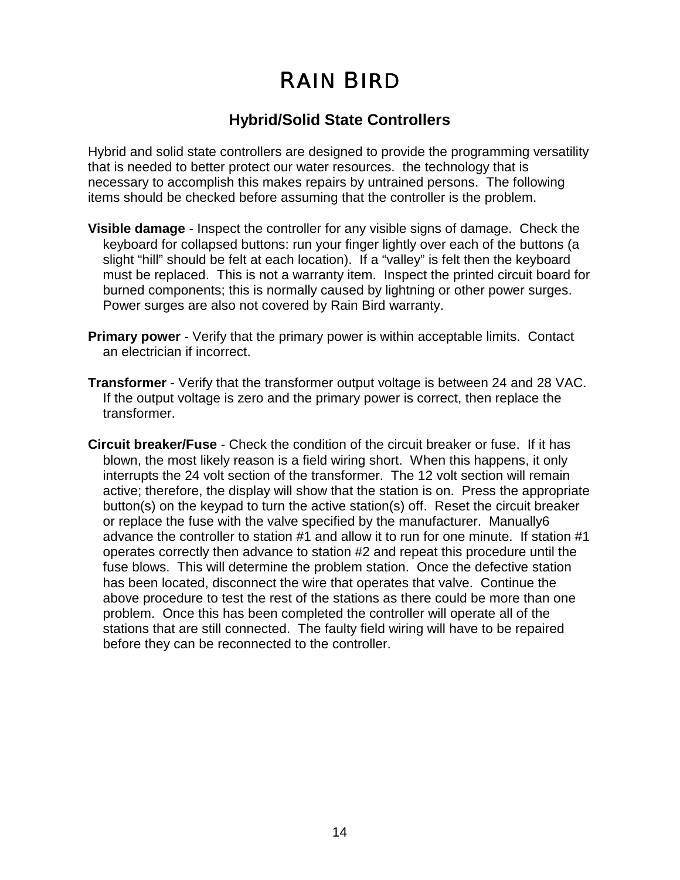# RAIN BIRD

## Hybrid/Solid State Controllers

Hybrid and solid state controllers are designed to provide the programming versatility that is needed to better protect our water resources.  the technology that is necessary to accomplish this makes repairs by untrained persons.  The following items should be checked before assuming that the controller is the problem.

**Visible damage** - Inspect the controller for any visible signs of damage.  Check the keyboard for collapsed buttons: run your finger lightly over each of the buttons (a slight "hill" should be felt at each location).  If a "valley" is felt then the keyboard must be replaced.  This is not a warranty item.  Inspect the printed circuit board for burned components; this is normally caused by lightning or other power surges.  Power surges are also not covered by Rain Bird warranty.

**Primary power** - Verify that the primary power is within acceptable limits.  Contact an electrician if incorrect.

**Transformer** - Verify that the transformer output voltage is between 24 and 28 VAC.  If the output voltage is zero and the primary power is correct, then replace the transformer.

**Circuit breaker/Fuse** - Check the condition of the circuit breaker or fuse.  If it has blown, the most likely reason is a field wiring short.  When this happens, it only interrupts the 24 volt section of the transformer.  The 12 volt section will remain active; therefore, the display will show that the station is on.  Press the appropriate button(s) on the keypad to turn the active station(s) off.  Reset the circuit breaker or replace the fuse with the valve specified by the manufacturer.  Manually6 advance the controller to station #1 and allow it to run for one minute.  If station #1 operates correctly then advance to station #2 and repeat this procedure until the fuse blows.  This will determine the problem station.  Once the defective station has been located, disconnect the wire that operates that valve.  Continue the above procedure to test the rest of the stations as there could be more than one problem.  Once this has been completed the controller will operate all of the stations that are still connected.  The faulty field wiring will have to be repaired before they can be reconnected to the controller.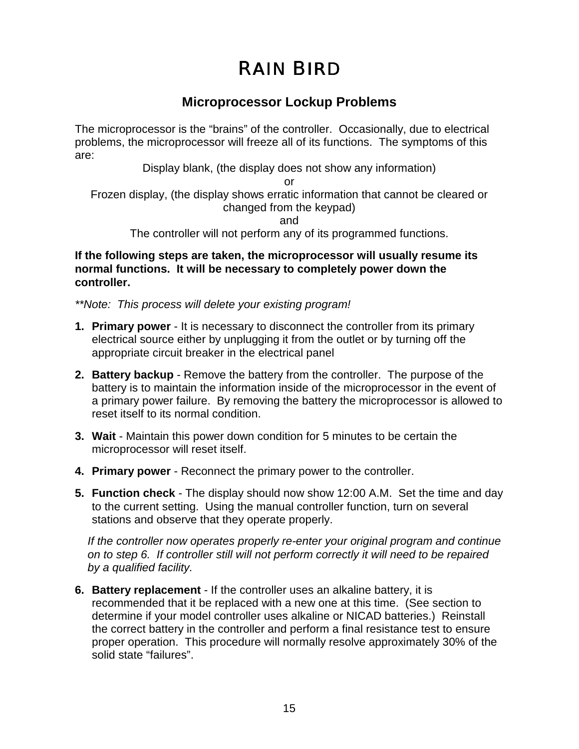# RAIN BIRD

## Microprocessor Lockup Problems

The microprocessor is the “brains” of the controller. Occasionally, due to electrical problems, the microprocessor will freeze all of its functions. The symptoms of this are:

Display blank, (the display does not show any information)

or

Frozen display, (the display shows erratic information that cannot be cleared or changed from the keypad)

and

The controller will not perform any of its programmed functions.

**If the following steps are taken, the microprocessor will usually resume its normal functions. It will be necessary to completely power down the controller.**

*\*\*Note: This process will delete your existing program!*

1. **Primary power** - It is necessary to disconnect the controller from its primary electrical source either by unplugging it from the outlet or by turning off the appropriate circuit breaker in the electrical panel
2. **Battery backup** - Remove the battery from the controller. The purpose of the battery is to maintain the information inside of the microprocessor in the event of a primary power failure. By removing the battery the microprocessor is allowed to reset itself to its normal condition.
3. **Wait** - Maintain this power down condition for 5 minutes to be certain the microprocessor will reset itself.
4. **Primary power** - Reconnect the primary power to the controller.
5. **Function check** - The display should now show 12:00 A.M. Set the time and day to the current setting. Using the manual controller function, turn on several stations and observe that they operate properly.

   *If the controller now operates properly re-enter your original program and continue on to step 6. If controller still will not perform correctly it will need to be repaired by a qualified facility.*

6. **Battery replacement** - If the controller uses an alkaline battery, it is recommended that it be replaced with a new one at this time. (See section to determine if your model controller uses alkaline or NICAD batteries.) Reinstall the correct battery in the controller and perform a final resistance test to ensure proper operation. This procedure will normally resolve approximately 30% of the solid state “failures”.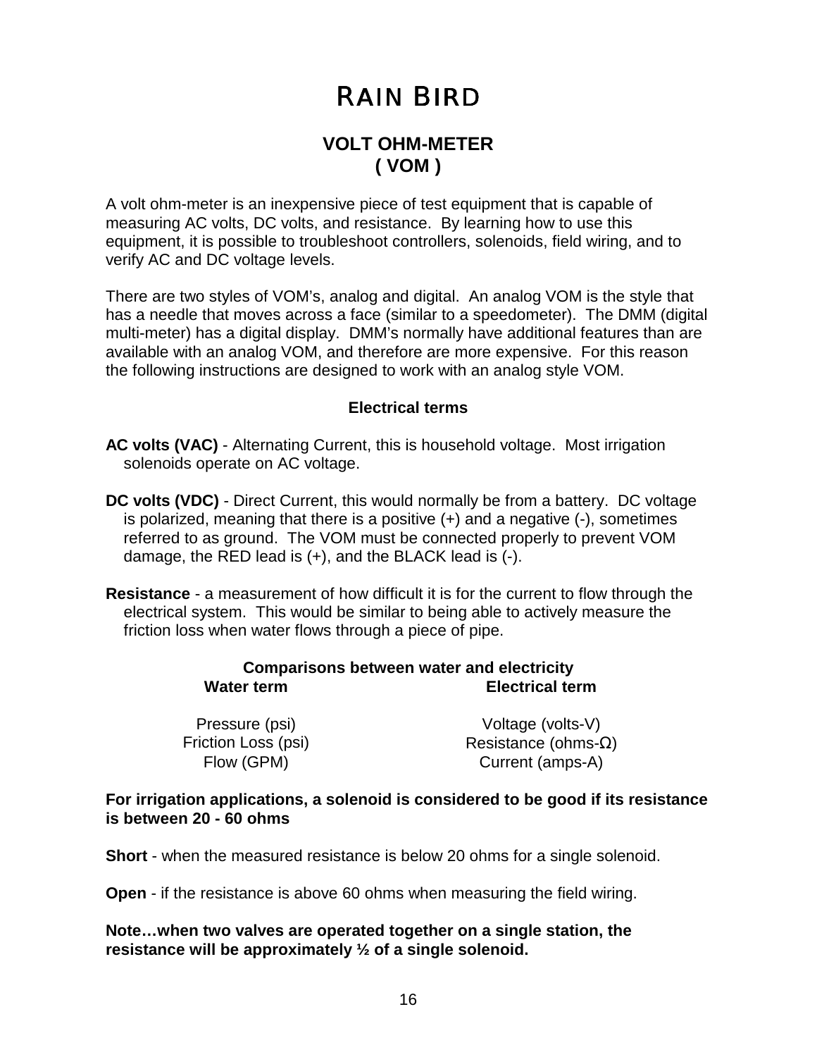# RAIN BIRD

## VOLT OHM-METER
## ( VOM )

A volt ohm-meter is an inexpensive piece of test equipment that is capable of measuring AC volts, DC volts, and resistance. By learning how to use this equipment, it is possible to troubleshoot controllers, solenoids, field wiring, and to verify AC and DC voltage levels.

There are two styles of VOM's, analog and digital. An analog VOM is the style that has a needle that moves across a face (similar to a speedometer). The DMM (digital multi-meter) has a digital display. DMM's normally have additional features than are available with an analog VOM, and therefore are more expensive. For this reason the following instructions are designed to work with an analog style VOM.

### Electrical terms

**AC volts (VAC)** - Alternating Current, this is household voltage. Most irrigation solenoids operate on AC voltage.

**DC volts (VDC)** - Direct Current, this would normally be from a battery. DC voltage is polarized, meaning that there is a positive (+) and a negative (-), sometimes referred to as ground. The VOM must be connected properly to prevent VOM damage, the RED lead is (+), and the BLACK lead is (-).

**Resistance** - a measurement of how difficult it is for the current to flow through the electrical system. This would be similar to being able to actively measure the friction loss when water flows through a piece of pipe.

**Comparisons between water and electricity**

| Water term | Electrical term |
|---|---|
| Pressure (psi) | Voltage (volts-V) |
| Friction Loss (psi) | Resistance (ohms-Ω) |
| Flow (GPM) | Current (amps-A) |

**For irrigation applications, a solenoid is considered to be good if its resistance is between 20 - 60 ohms**

**Short** - when the measured resistance is below 20 ohms for a single solenoid.

**Open** - if the resistance is above 60 ohms when measuring the field wiring.

**Note…when two valves are operated together on a single station, the resistance will be approximately ½ of a single solenoid.**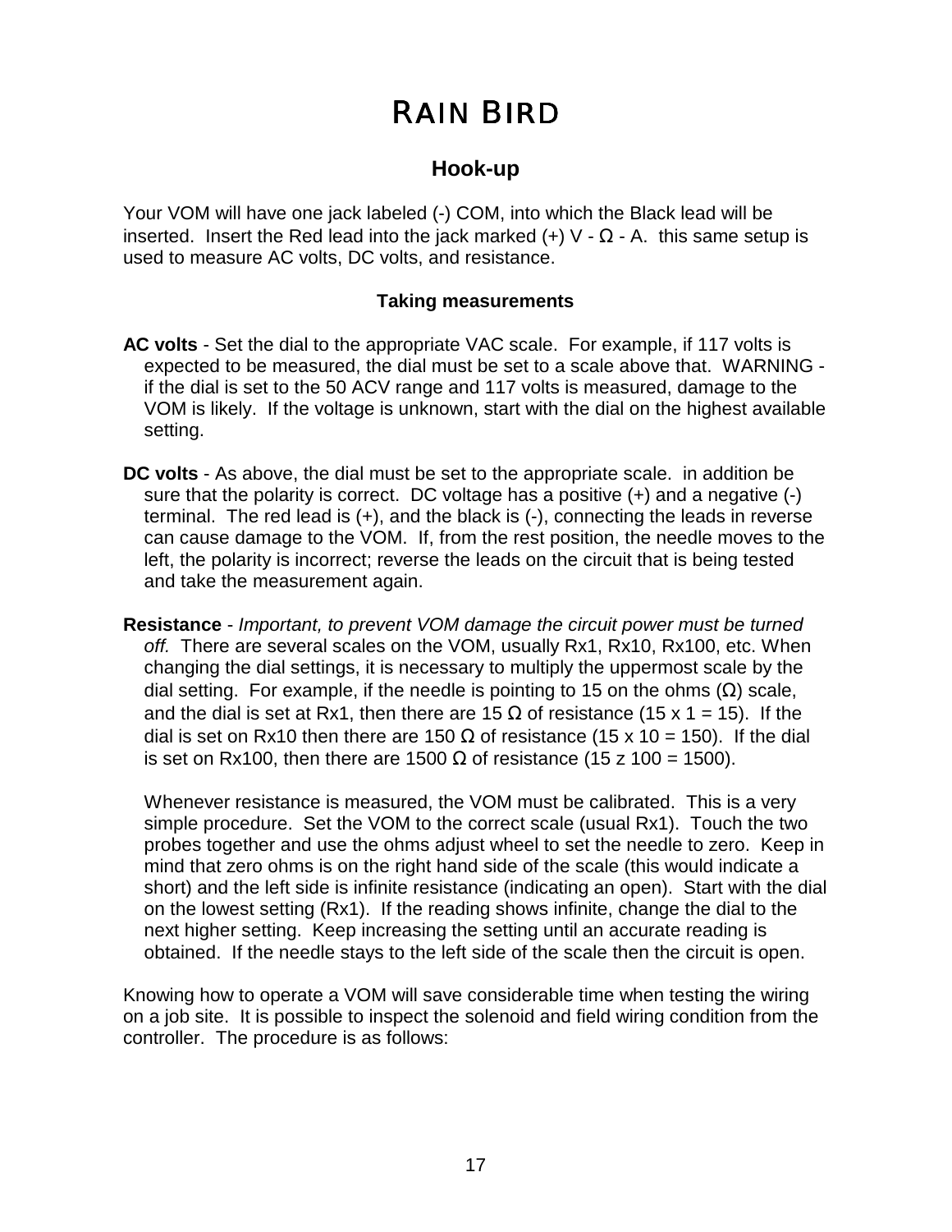# Rain Bird

## Hook-up

Your VOM will have one jack labeled (-) COM, into which the Black lead will be inserted. Insert the Red lead into the jack marked (+) V - Ω - A. this same setup is used to measure AC volts, DC volts, and resistance.

### Taking measurements

**AC volts** - Set the dial to the appropriate VAC scale. For example, if 117 volts is expected to be measured, the dial must be set to a scale above that. WARNING - if the dial is set to the 50 ACV range and 117 volts is measured, damage to the VOM is likely. If the voltage is unknown, start with the dial on the highest available setting.

**DC volts** - As above, the dial must be set to the appropriate scale. in addition be sure that the polarity is correct. DC voltage has a positive (+) and a negative (-) terminal. The red lead is (+), and the black is (-), connecting the leads in reverse can cause damage to the VOM. If, from the rest position, the needle moves to the left, the polarity is incorrect; reverse the leads on the circuit that is being tested and take the measurement again.

**Resistance** - *Important, to prevent VOM damage the circuit power must be turned off.* There are several scales on the VOM, usually Rx1, Rx10, Rx100, etc. When changing the dial settings, it is necessary to multiply the uppermost scale by the dial setting. For example, if the needle is pointing to 15 on the ohms (Ω) scale, and the dial is set at Rx1, then there are 15 Ω of resistance (15 x 1 = 15). If the dial is set on Rx10 then there are 150 Ω of resistance (15 x 10 = 150). If the dial is set on Rx100, then there are 1500 Ω of resistance (15 z 100 = 1500).

Whenever resistance is measured, the VOM must be calibrated. This is a very simple procedure. Set the VOM to the correct scale (usual Rx1). Touch the two probes together and use the ohms adjust wheel to set the needle to zero. Keep in mind that zero ohms is on the right hand side of the scale (this would indicate a short) and the left side is infinite resistance (indicating an open). Start with the dial on the lowest setting (Rx1). If the reading shows infinite, change the dial to the next higher setting. Keep increasing the setting until an accurate reading is obtained. If the needle stays to the left side of the scale then the circuit is open.

Knowing how to operate a VOM will save considerable time when testing the wiring on a job site. It is possible to inspect the solenoid and field wiring condition from the controller. The procedure is as follows: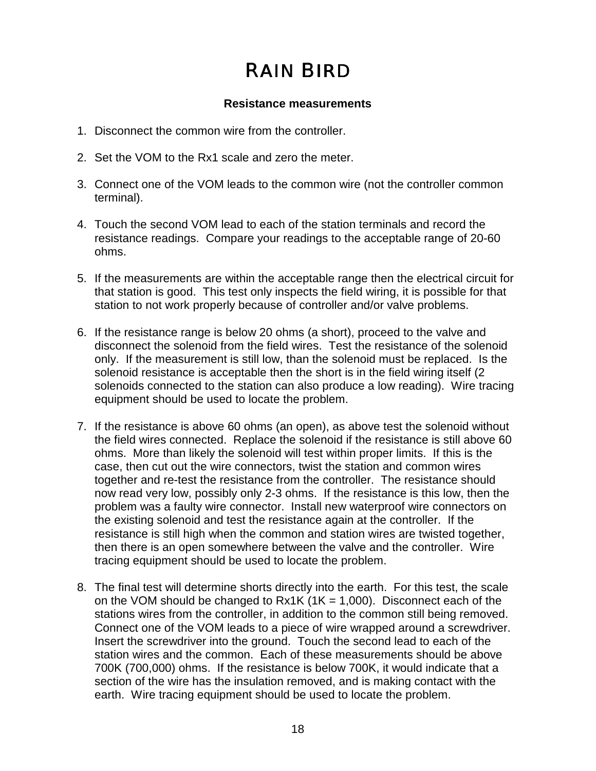# RAIN BIRD

**Resistance measurements**

1. Disconnect the common wire from the controller.

2. Set the VOM to the Rx1 scale and zero the meter.

3. Connect one of the VOM leads to the common wire (not the controller common terminal).

4. Touch the second VOM lead to each of the station terminals and record the resistance readings. Compare your readings to the acceptable range of 20-60 ohms.

5. If the measurements are within the acceptable range then the electrical circuit for that station is good. This test only inspects the field wiring, it is possible for that station to not work properly because of controller and/or valve problems.

6. If the resistance range is below 20 ohms (a short), proceed to the valve and disconnect the solenoid from the field wires. Test the resistance of the solenoid only. If the measurement is still low, than the solenoid must be replaced. Is the solenoid resistance is acceptable then the short is in the field wiring itself (2 solenoids connected to the station can also produce a low reading). Wire tracing equipment should be used to locate the problem.

7. If the resistance is above 60 ohms (an open), as above test the solenoid without the field wires connected. Replace the solenoid if the resistance is still above 60 ohms. More than likely the solenoid will test within proper limits. If this is the case, then cut out the wire connectors, twist the station and common wires together and re-test the resistance from the controller. The resistance should now read very low, possibly only 2-3 ohms. If the resistance is this low, then the problem was a faulty wire connector. Install new waterproof wire connectors on the existing solenoid and test the resistance again at the controller. If the resistance is still high when the common and station wires are twisted together, then there is an open somewhere between the valve and the controller. Wire tracing equipment should be used to locate the problem.

8. The final test will determine shorts directly into the earth. For this test, the scale on the VOM should be changed to Rx1K (1K = 1,000). Disconnect each of the stations wires from the controller, in addition to the common still being removed. Connect one of the VOM leads to a piece of wire wrapped around a screwdriver. Insert the screwdriver into the ground. Touch the second lead to each of the station wires and the common. Each of these measurements should be above 700K (700,000) ohms. If the resistance is below 700K, it would indicate that a section of the wire has the insulation removed, and is making contact with the earth. Wire tracing equipment should be used to locate the problem.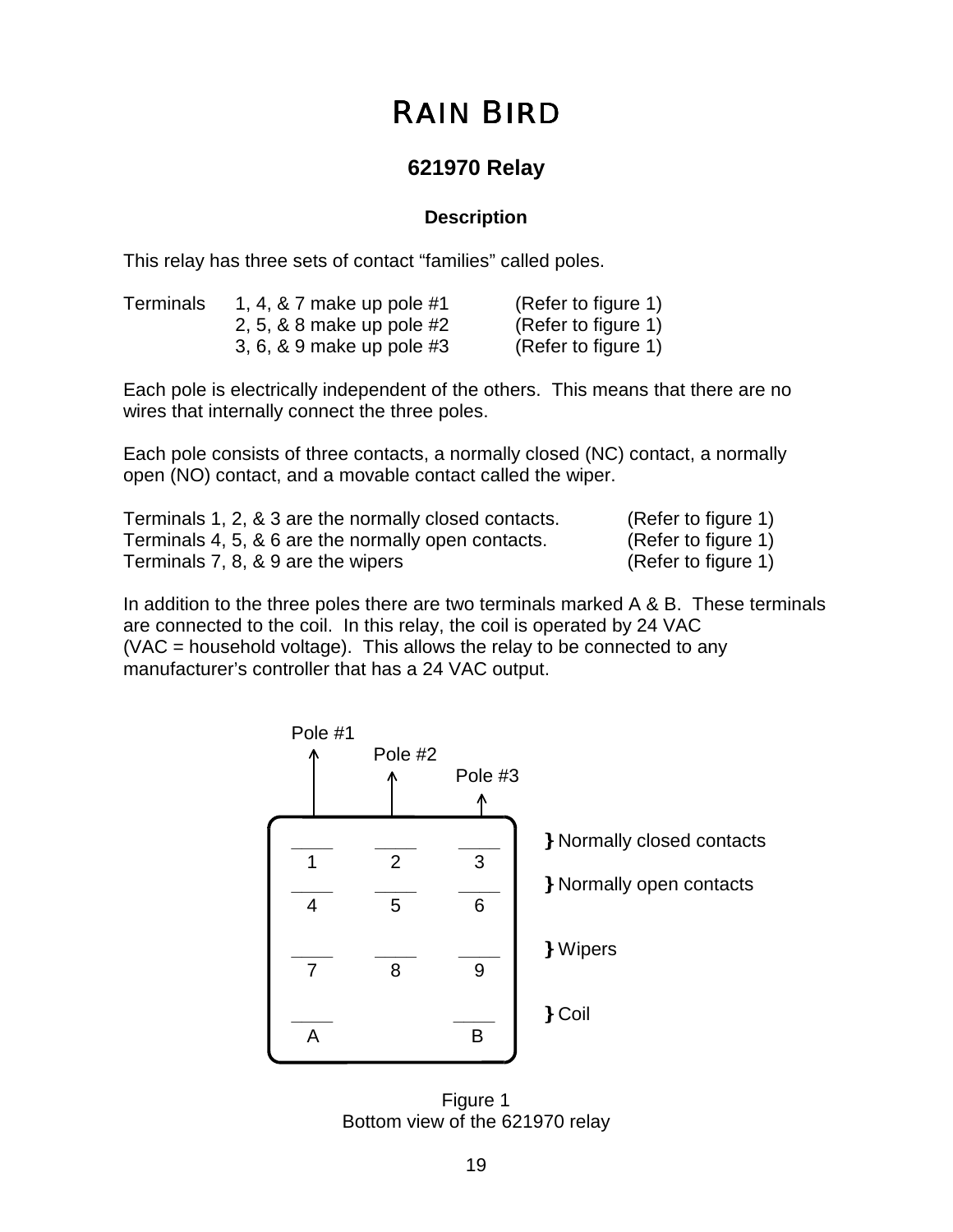# RAIN BIRD

## 621970 Relay

### Description

This relay has three sets of contact “families” called poles.

| Terminals | | |
|---|---|---|
| | 1, 4, & 7 make up pole #1 | (Refer to figure 1) |
| | 2, 5, & 8 make up pole #2 | (Refer to figure 1) |
| | 3, 6, & 9 make up pole #3 | (Refer to figure 1) |

Each pole is electrically independent of the others. This means that there are no wires that internally connect the three poles.

Each pole consists of three contacts, a normally closed (NC) contact, a normally open (NO) contact, and a movable contact called the wiper.

| | |
|---|---|
| Terminals 1, 2, & 3 are the normally closed contacts. | (Refer to figure 1) |
| Terminals 4, 5, & 6 are the normally open contacts. | (Refer to figure 1) |
| Terminals 7, 8, & 9 are the wipers | (Refer to figure 1) |

In addition to the three poles there are two terminals marked A & B. These terminals are connected to the coil. In this relay, the coil is operated by 24 VAC (VAC = household voltage). This allows the relay to be connected to any manufacturer’s controller that has a 24 VAC output.

| Pole #1 | Pole #2 | Pole #3 | |
|---|---|---|---|
| 1 | 2 | 3 | } Normally closed contacts |
| 4 | 5 | 6 | } Normally open contacts |
| 7 | 8 | 9 | } Wipers |
| A | | B | } Coil |

Figure 1
Bottom view of the 621970 relay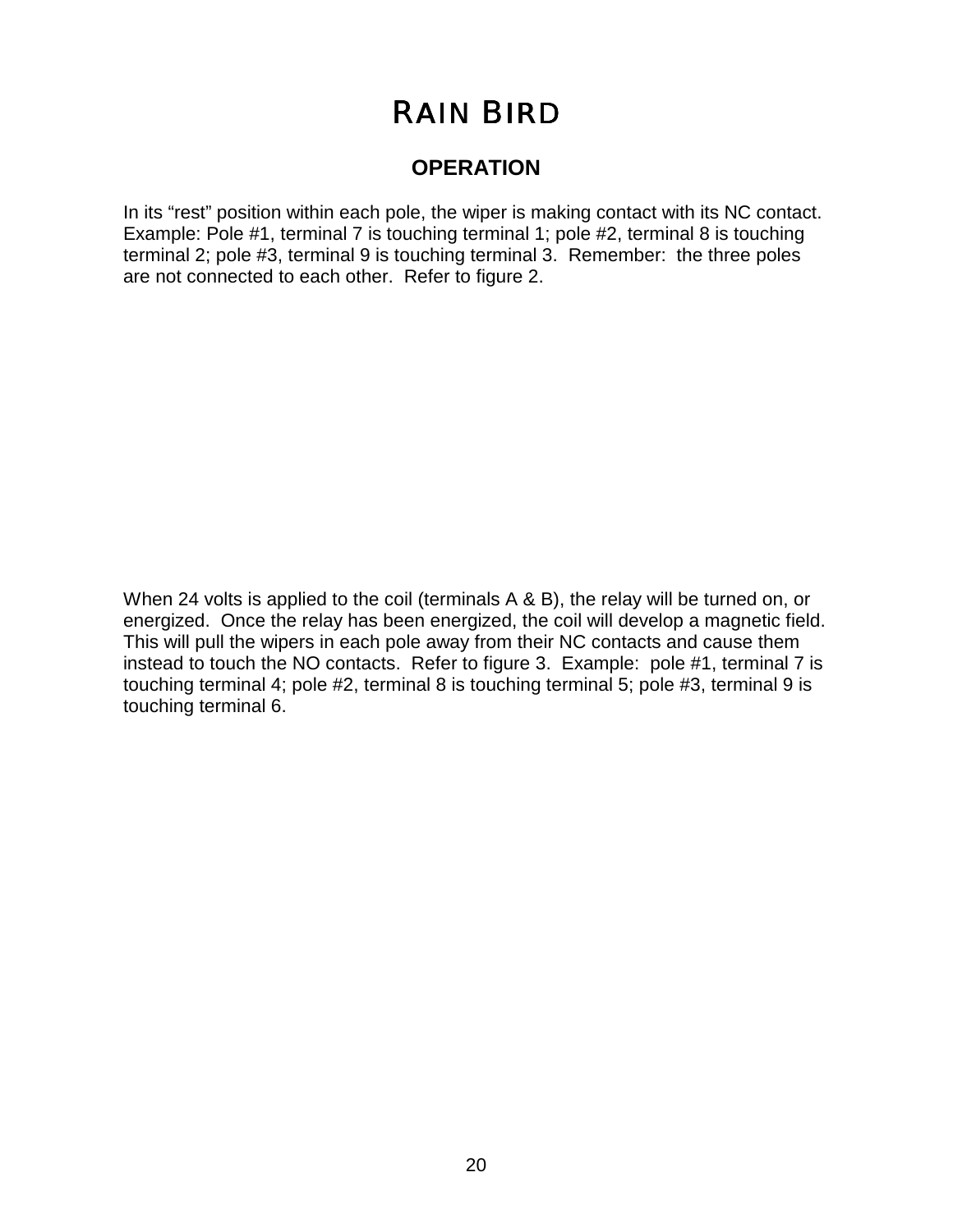# RAIN BIRD

## OPERATION

In its “rest” position within each pole, the wiper is making contact with its NC contact. Example: Pole #1, terminal 7 is touching terminal 1; pole #2, terminal 8 is touching terminal 2; pole #3, terminal 9 is touching terminal 3. Remember: the three poles are not connected to each other. Refer to figure 2.

When 24 volts is applied to the coil (terminals A & B), the relay will be turned on, or energized. Once the relay has been energized, the coil will develop a magnetic field. This will pull the wipers in each pole away from their NC contacts and cause them instead to touch the NO contacts. Refer to figure 3. Example: pole #1, terminal 7 is touching terminal 4; pole #2, terminal 8 is touching terminal 5; pole #3, terminal 9 is touching terminal 6.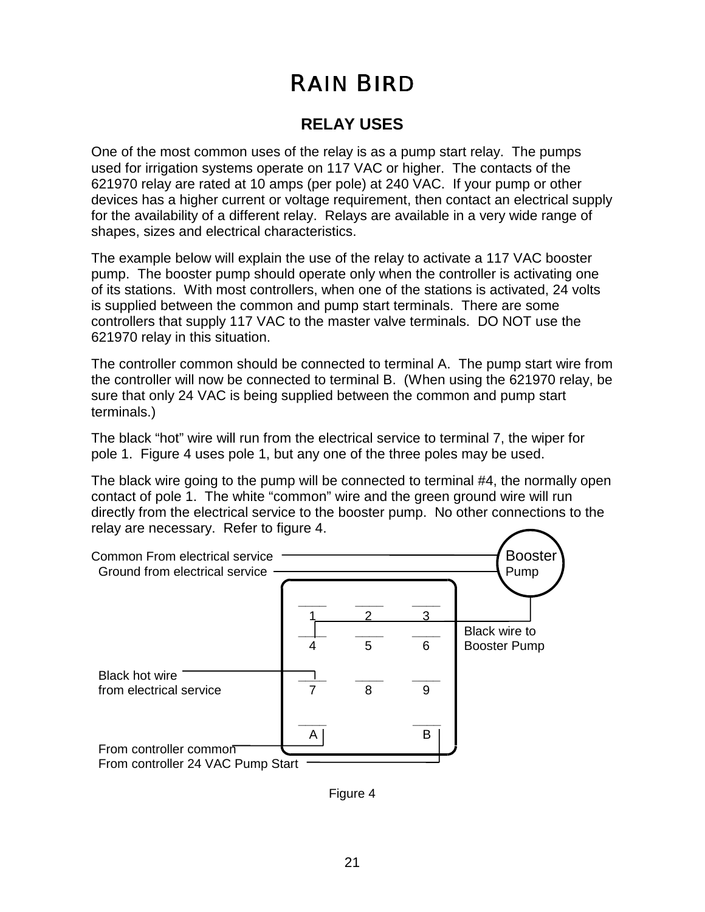# RAIN BIRD

## RELAY USES

One of the most common uses of the relay is as a pump start relay. The pumps used for irrigation systems operate on 117 VAC or higher. The contacts of the 621970 relay are rated at 10 amps (per pole) at 240 VAC. If your pump or other devices has a higher current or voltage requirement, then contact an electrical supply for the availability of a different relay. Relays are available in a very wide range of shapes, sizes and electrical characteristics.

The example below will explain the use of the relay to activate a 117 VAC booster pump. The booster pump should operate only when the controller is activating one of its stations. With most controllers, when one of the stations is activated, 24 volts is supplied between the common and pump start terminals. There are some controllers that supply 117 VAC to the master valve terminals. DO NOT use the 621970 relay in this situation.

The controller common should be connected to terminal A. The pump start wire from the controller will now be connected to terminal B. (When using the 621970 relay, be sure that only 24 VAC is being supplied between the common and pump start terminals.)

The black "hot" wire will run from the electrical service to terminal 7, the wiper for pole 1. Figure 4 uses pole 1, but any one of the three poles may be used.

The black wire going to the pump will be connected to terminal #4, the normally open contact of pole 1. The white "common" wire and the green ground wire will run directly from the electrical service to the booster pump. No other connections to the relay are necessary. Refer to figure 4.

Common From electrical service
Ground from electrical service
Booster Pump

1 2 3
4 5 6
7 8 9
A B

Black wire to Booster Pump
Black hot wire from electrical service
From controller common
From controller 24 VAC Pump Start

Figure 4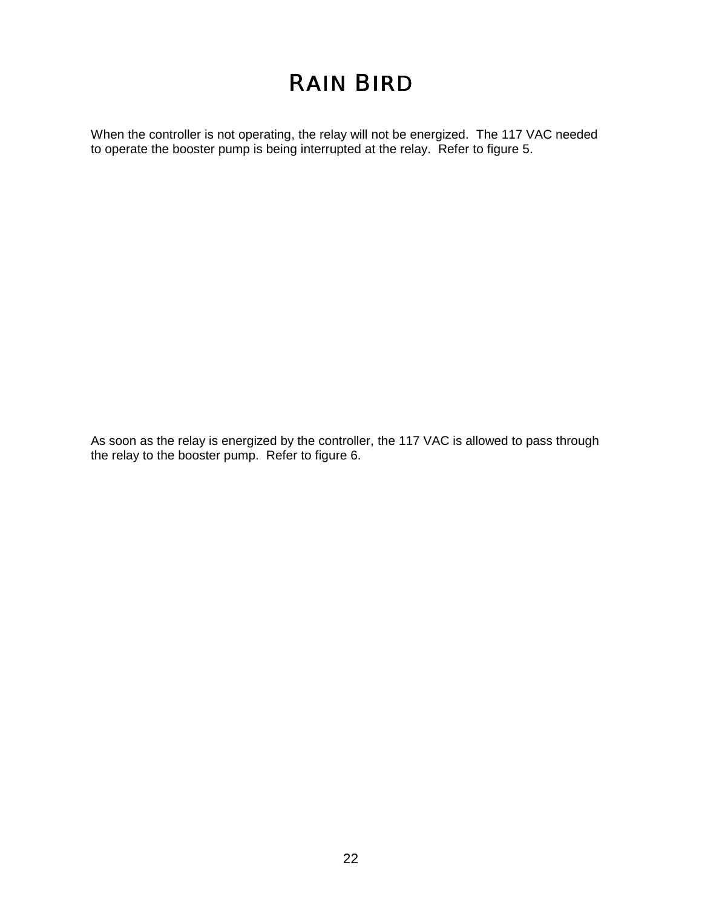When the controller is not operating, the relay will not be energized. The 117 VAC needed to operate the booster pump is being interrupted at the relay. Refer to figure 5.

As soon as the relay is energized by the controller, the 117 VAC is allowed to pass through the relay to the booster pump. Refer to figure 6.